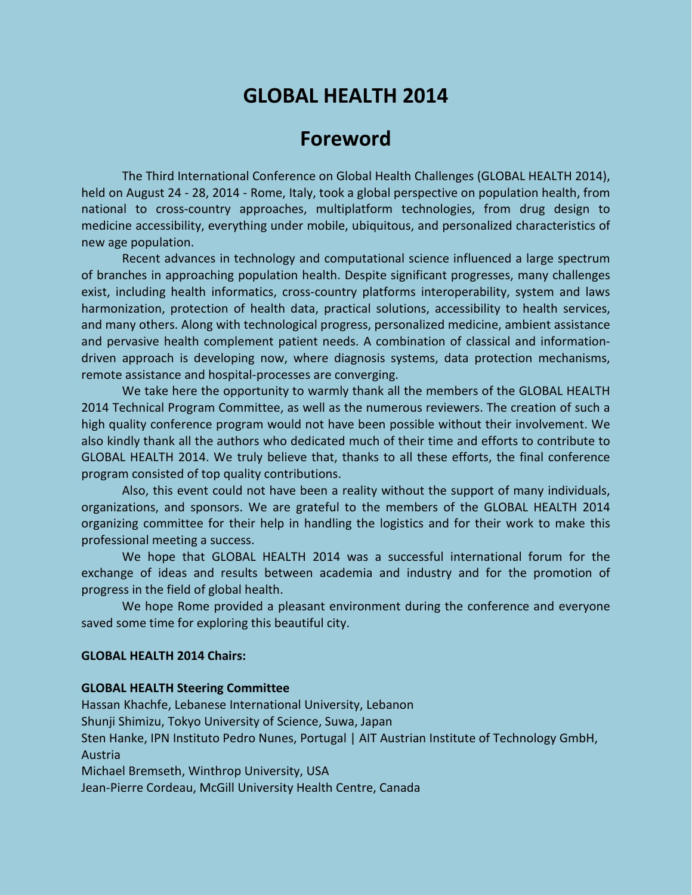# GLOBAL HEALTH 2014

## Foreword

The Third International Conference on Global Health Challenges (GLOBAL HEALTH 2014), held on August 24 - 28, 2014 - Rome, Italy, took a global perspective on population health, from national to cross-country approaches, multiplatform technologies, from drug design to medicine accessibility, everything under mobile, ubiquitous, and personalized characteristics of new age population.

Recent advances in technology and computational science influenced a large spectrum of branches in approaching population health. Despite significant progresses, many challenges exist, including health informatics, cross-country platforms interoperability, system and laws harmonization, protection of health data, practical solutions, accessibility to health services, and many others. Along with technological progress, personalized medicine, ambient assistance and pervasive health complement patient needs. A combination of classical and information-driven approach is developing now, where diagnosis systems, data protection mechanisms, remote assistance and hospital-processes are converging.

We take here the opportunity to warmly thank all the members of the GLOBAL HEALTH 2014 Technical Program Committee, as well as the numerous reviewers. The creation of such a high quality conference program would not have been possible without their involvement. We also kindly thank all the authors who dedicated much of their time and efforts to contribute to GLOBAL HEALTH 2014. We truly believe that, thanks to all these efforts, the final conference program consisted of top quality contributions.

Also, this event could not have been a reality without the support of many individuals, organizations, and sponsors. We are grateful to the members of the GLOBAL HEALTH 2014 organizing committee for their help in handling the logistics and for their work to make this professional meeting a success.

We hope that GLOBAL HEALTH 2014 was a successful international forum for the exchange of ideas and results between academia and industry and for the promotion of progress in the field of global health.

We hope Rome provided a pleasant environment during the conference and everyone saved some time for exploring this beautiful city.

**GLOBAL HEALTH 2014 Chairs:**

**GLOBAL HEALTH Steering Committee**

Hassan Khachfe, Lebanese International University, Lebanon  
Shunji Shimizu, Tokyo University of Science, Suwa, Japan  
Sten Hanke, IPN Instituto Pedro Nunes, Portugal | AIT Austrian Institute of Technology GmbH, Austria  
Michael Bremseth, Winthrop University, USA  
Jean-Pierre Cordeau, McGill University Health Centre, Canada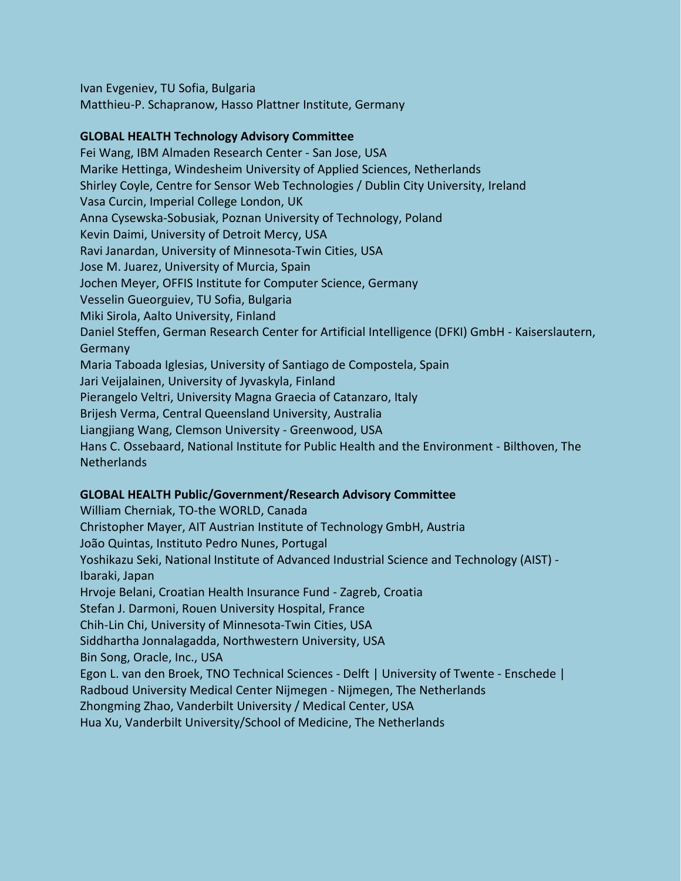Ivan Evgeniev, TU Sofia, Bulgaria
Matthieu-P. Schapranow, Hasso Plattner Institute, Germany

**GLOBAL HEALTH Technology Advisory Committee**

Fei Wang, IBM Almaden Research Center - San Jose, USA
Marike Hettinga, Windesheim University of Applied Sciences, Netherlands
Shirley Coyle, Centre for Sensor Web Technologies / Dublin City University, Ireland
Vasa Curcin, Imperial College London, UK
Anna Cysewska-Sobusiak, Poznan University of Technology, Poland
Kevin Daimi, University of Detroit Mercy, USA
Ravi Janardan, University of Minnesota-Twin Cities, USA
Jose M. Juarez, University of Murcia, Spain
Jochen Meyer, OFFIS Institute for Computer Science, Germany
Vesselin Gueorguiev, TU Sofia, Bulgaria
Miki Sirola, Aalto University, Finland
Daniel Steffen, German Research Center for Artificial Intelligence (DFKI) GmbH - Kaiserslautern, Germany
Maria Taboada Iglesias, University of Santiago de Compostela, Spain
Jari Veijalainen, University of Jyvaskyla, Finland
Pierangelo Veltri, University Magna Graecia of Catanzaro, Italy
Brijesh Verma, Central Queensland University, Australia
Liangjiang Wang, Clemson University - Greenwood, USA
Hans C. Ossebaard, National Institute for Public Health and the Environment - Bilthoven, The Netherlands

**GLOBAL HEALTH Public/Government/Research Advisory Committee**

William Cherniak, TO-the WORLD, Canada
Christopher Mayer, AIT Austrian Institute of Technology GmbH, Austria
João Quintas, Instituto Pedro Nunes, Portugal
Yoshikazu Seki, National Institute of Advanced Industrial Science and Technology (AIST) - Ibaraki, Japan
Hrvoje Belani, Croatian Health Insurance Fund - Zagreb, Croatia
Stefan J. Darmoni, Rouen University Hospital, France
Chih-Lin Chi, University of Minnesota-Twin Cities, USA
Siddhartha Jonnalagadda, Northwestern University, USA
Bin Song, Oracle, Inc., USA
Egon L. van den Broek, TNO Technical Sciences - Delft | University of Twente - Enschede | Radboud University Medical Center Nijmegen - Nijmegen, The Netherlands
Zhongming Zhao, Vanderbilt University / Medical Center, USA
Hua Xu, Vanderbilt University/School of Medicine, The Netherlands